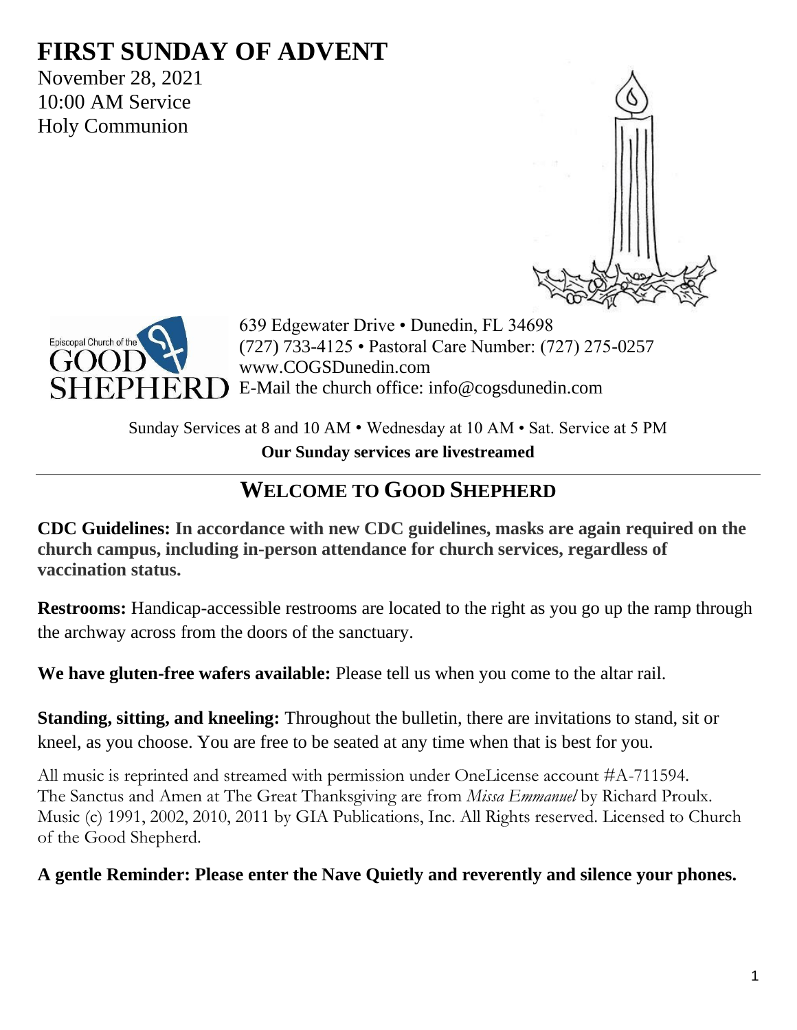# FIRST SUNDAY OF ADVENT

November 28, 2021
10:00 AM Service
Holy Communion

639 Edgewater Drive • Dunedin, FL 34698
(727) 733-4125 • Pastoral Care Number: (727) 275-0257
www.COGSDunedin.com
E-Mail the church office: info@cogsdunedin.com

Sunday Services at 8 and 10 AM • Wednesday at 10 AM • Sat. Service at 5 PM

**Our Sunday services are livestreamed**

## WELCOME TO GOOD SHEPHERD

**CDC Guidelines: In accordance with new CDC guidelines, masks are again required on the church campus, including in-person attendance for church services, regardless of vaccination status.**

**Restrooms:** Handicap-accessible restrooms are located to the right as you go up the ramp through the archway across from the doors of the sanctuary.

**We have gluten-free wafers available:** Please tell us when you come to the altar rail.

**Standing, sitting, and kneeling:** Throughout the bulletin, there are invitations to stand, sit or kneel, as you choose. You are free to be seated at any time when that is best for you.

All music is reprinted and streamed with permission under OneLicense account #A-711594. The Sanctus and Amen at The Great Thanksgiving are from *Missa Emmanuel* by Richard Proulx. Music (c) 1991, 2002, 2010, 2011 by GIA Publications, Inc. All Rights reserved. Licensed to Church of the Good Shepherd.

**A gentle Reminder: Please enter the Nave Quietly and reverently and silence your phones.**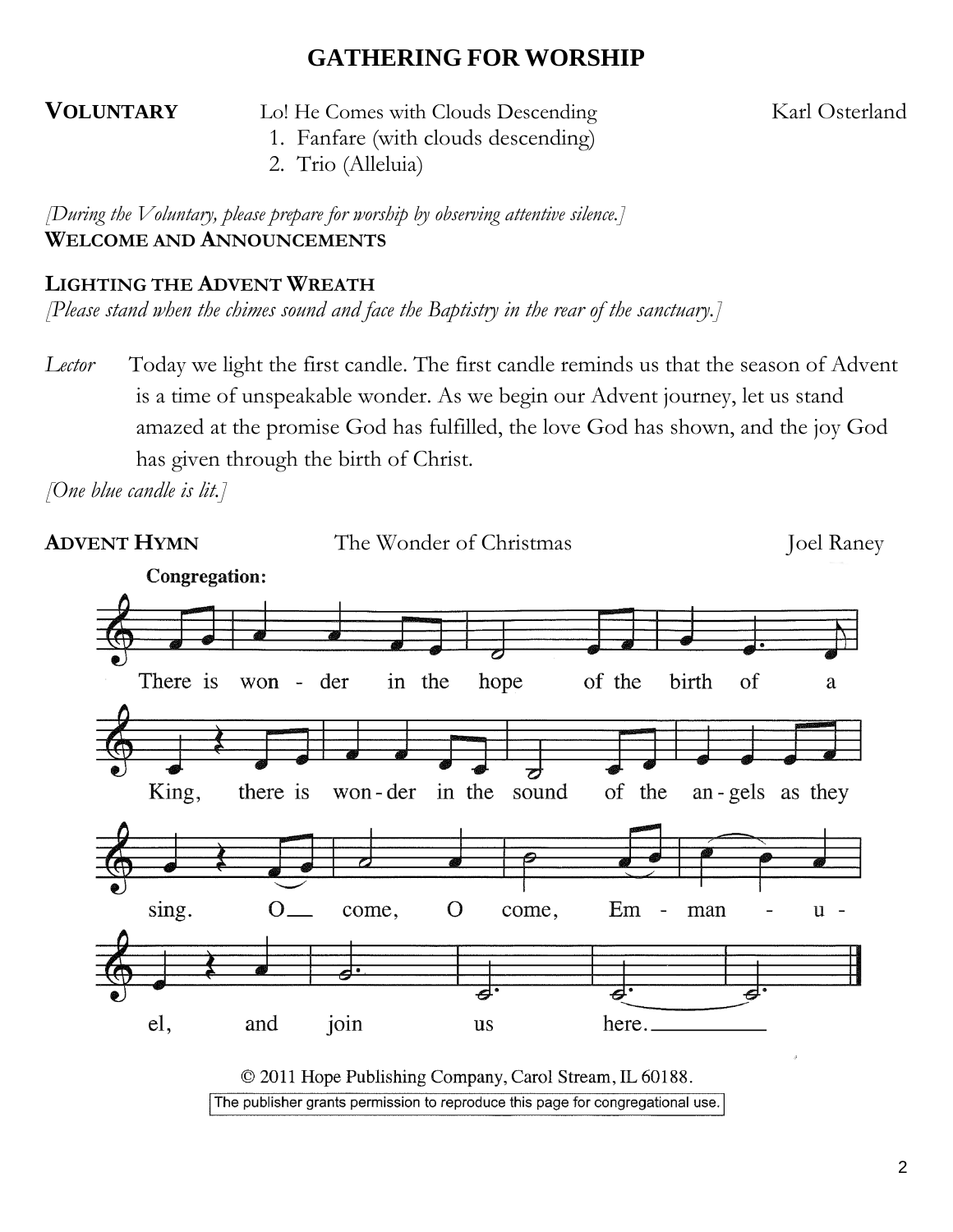## GATHERING FOR WORSHIP

**VOLUNTARY** Lo! He Comes with Clouds Descending — Karl Osterland

1. Fanfare (with clouds descending)
2. Trio (Alleluia)

*[During the Voluntary, please prepare for worship by observing attentive silence.]*

**WELCOME AND ANNOUNCEMENTS**

**LIGHTING THE ADVENT WREATH**

*[Please stand when the chimes sound and face the Baptistry in the rear of the sanctuary.]*

*Lector* Today we light the first candle. The first candle reminds us that the season of Advent is a time of unspeakable wonder. As we begin our Advent journey, let us stand amazed at the promise God has fulfilled, the love God has shown, and the joy God has given through the birth of Christ.

*[One blue candle is lit.]*

**ADVENT HYMN** The Wonder of Christmas — Joel Raney

**Congregation:**

There is won - der in the hope of the birth of a King, there is won - der in the sound of the an - gels as they sing. O come, O come, Em - man - u - el, and join us here.

© 2011 Hope Publishing Company, Carol Stream, IL 60188.

The publisher grants permission to reproduce this page for congregational use.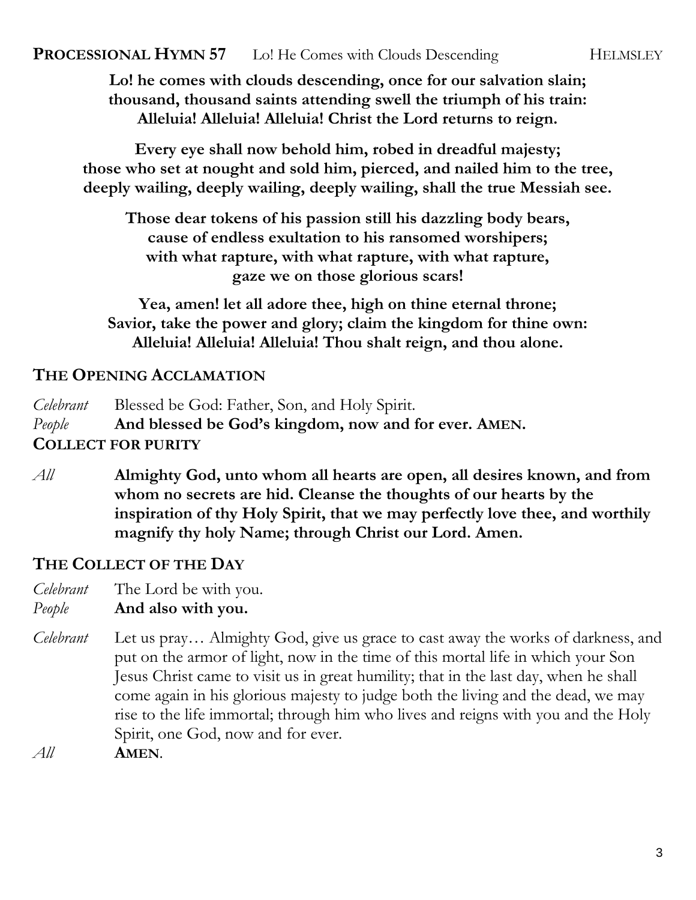## PROCESSIONAL HYMN 57  Lo! He Comes with Clouds Descending  HELMSLEY

**Lo! he comes with clouds descending, once for our salvation slain;**
**thousand, thousand saints attending swell the triumph of his train:**
**Alleluia! Alleluia! Alleluia! Christ the Lord returns to reign.**

**Every eye shall now behold him, robed in dreadful majesty;**
**those who set at nought and sold him, pierced, and nailed him to the tree,**
**deeply wailing, deeply wailing, deeply wailing, shall the true Messiah see.**

**Those dear tokens of his passion still his dazzling body bears,**
**cause of endless exultation to his ransomed worshipers;**
**with what rapture, with what rapture, with what rapture,**
**gaze we on those glorious scars!**

**Yea, amen! let all adore thee, high on thine eternal throne;**
**Savior, take the power and glory; claim the kingdom for thine own:**
**Alleluia! Alleluia! Alleluia! Thou shalt reign, and thou alone.**

## THE OPENING ACCLAMATION

*Celebrant* Blessed be God: Father, Son, and Holy Spirit.
*People* **And blessed be God's kingdom, now and for ever. AMEN.**

## COLLECT FOR PURITY

*All* **Almighty God, unto whom all hearts are open, all desires known, and from whom no secrets are hid. Cleanse the thoughts of our hearts by the inspiration of thy Holy Spirit, that we may perfectly love thee, and worthily magnify thy holy Name; through Christ our Lord. Amen.**

## THE COLLECT OF THE DAY

*Celebrant* The Lord be with you.
*People* **And also with you.**

*Celebrant* Let us pray… Almighty God, give us grace to cast away the works of darkness, and put on the armor of light, now in the time of this mortal life in which your Son Jesus Christ came to visit us in great humility; that in the last day, when he shall come again in his glorious majesty to judge both the living and the dead, we may rise to the life immortal; through him who lives and reigns with you and the Holy Spirit, one God, now and for ever.
*All* **AMEN**.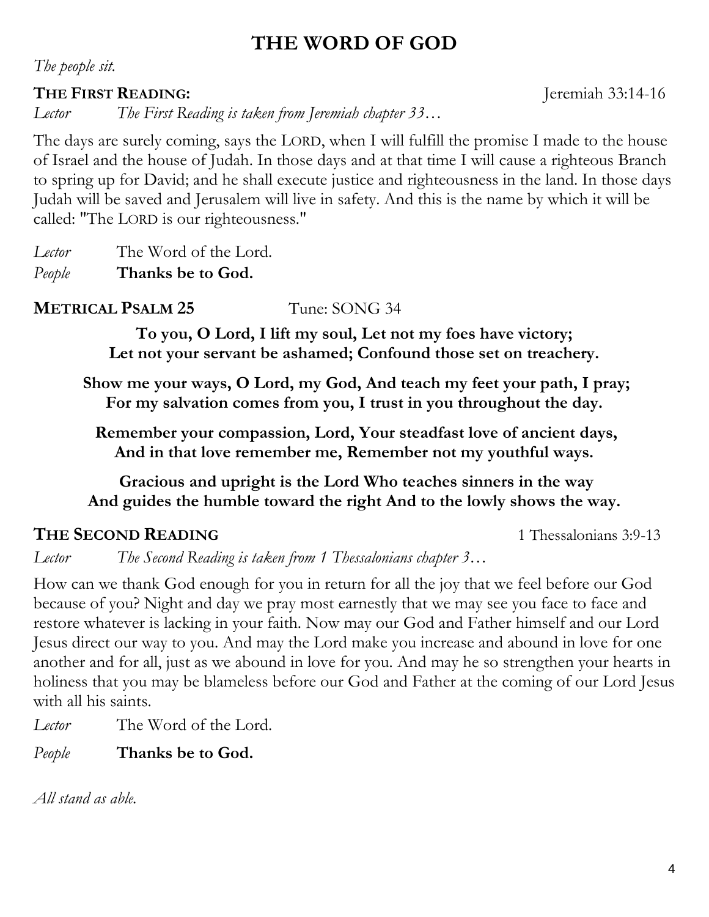# THE WORD OF GOD

*The people sit.*

**THE FIRST READING:** Jeremiah 33:14-16

*Lector* *The First Reading is taken from Jeremiah chapter 33…*

The days are surely coming, says the LORD, when I will fulfill the promise I made to the house of Israel and the house of Judah. In those days and at that time I will cause a righteous Branch to spring up for David; and he shall execute justice and righteousness in the land. In those days Judah will be saved and Jerusalem will live in safety. And this is the name by which it will be called: "The LORD is our righteousness."

*Lector* The Word of the Lord.
*People* **Thanks be to God.**

**METRICAL PSALM 25** Tune: SONG 34

**To you, O Lord, I lift my soul, Let not my foes have victory;**
**Let not your servant be ashamed; Confound those set on treachery.**

**Show me your ways, O Lord, my God, And teach my feet your path, I pray;**
**For my salvation comes from you, I trust in you throughout the day.**

**Remember your compassion, Lord, Your steadfast love of ancient days,**
**And in that love remember me, Remember not my youthful ways.**

**Gracious and upright is the Lord Who teaches sinners in the way**
**And guides the humble toward the right And to the lowly shows the way.**

**THE SECOND READING** 1 Thessalonians 3:9-13

*Lector* *The Second Reading is taken from 1 Thessalonians chapter 3…*

How can we thank God enough for you in return for all the joy that we feel before our God because of you? Night and day we pray most earnestly that we may see you face to face and restore whatever is lacking in your faith. Now may our God and Father himself and our Lord Jesus direct our way to you. And may the Lord make you increase and abound in love for one another and for all, just as we abound in love for you. And may he so strengthen your hearts in holiness that you may be blameless before our God and Father at the coming of our Lord Jesus with all his saints.

*Lector* The Word of the Lord.

*People* **Thanks be to God.**

*All stand as able.*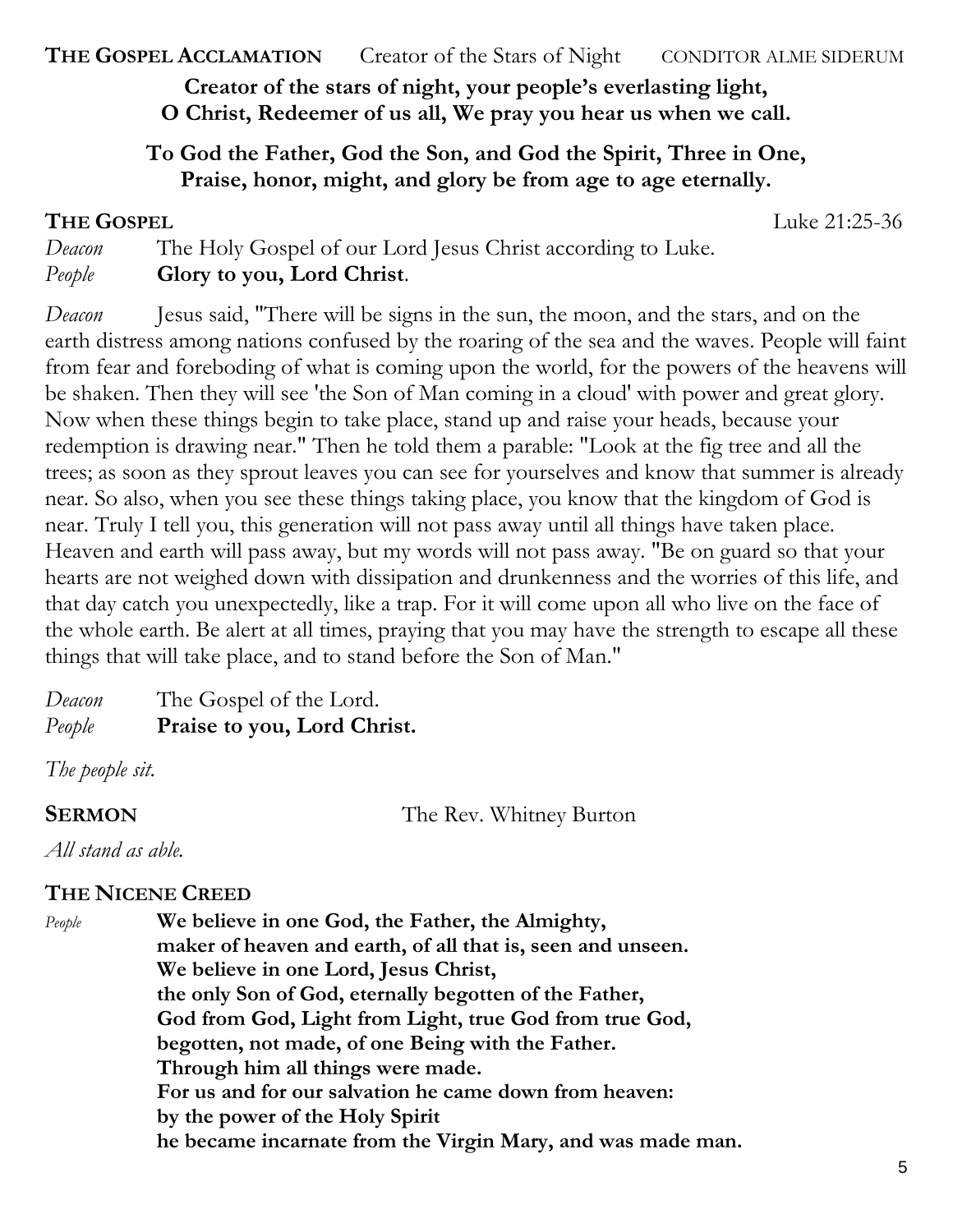**THE GOSPEL ACCLAMATION** Creator of the Stars of Night CONDITOR ALME SIDERUM

**Creator of the stars of night, your people's everlasting light,
O Christ, Redeemer of us all, We pray you hear us when we call.**

**To God the Father, God the Son, and God the Spirit, Three in One,
Praise, honor, might, and glory be from age to age eternally.**

**THE GOSPEL** Luke 21:25-36

*Deacon* The Holy Gospel of our Lord Jesus Christ according to Luke.
*People* **Glory to you, Lord Christ**.

*Deacon* Jesus said, "There will be signs in the sun, the moon, and the stars, and on the earth distress among nations confused by the roaring of the sea and the waves. People will faint from fear and foreboding of what is coming upon the world, for the powers of the heavens will be shaken. Then they will see 'the Son of Man coming in a cloud' with power and great glory. Now when these things begin to take place, stand up and raise your heads, because your redemption is drawing near." Then he told them a parable: "Look at the fig tree and all the trees; as soon as they sprout leaves you can see for yourselves and know that summer is already near. So also, when you see these things taking place, you know that the kingdom of God is near. Truly I tell you, this generation will not pass away until all things have taken place. Heaven and earth will pass away, but my words will not pass away. "Be on guard so that your hearts are not weighed down with dissipation and drunkenness and the worries of this life, and that day catch you unexpectedly, like a trap. For it will come upon all who live on the face of the whole earth. Be alert at all times, praying that you may have the strength to escape all these things that will take place, and to stand before the Son of Man."

*Deacon* The Gospel of the Lord.
*People* **Praise to you, Lord Christ.**

*The people sit.*

**SERMON** The Rev. Whitney Burton

*All stand as able.*

**THE NICENE CREED**

*People* **We believe in one God, the Father, the Almighty,
maker of heaven and earth, of all that is, seen and unseen.
We believe in one Lord, Jesus Christ,
the only Son of God, eternally begotten of the Father,
God from God, Light from Light, true God from true God,
begotten, not made, of one Being with the Father.
Through him all things were made.
For us and for our salvation he came down from heaven:
by the power of the Holy Spirit
he became incarnate from the Virgin Mary, and was made man.**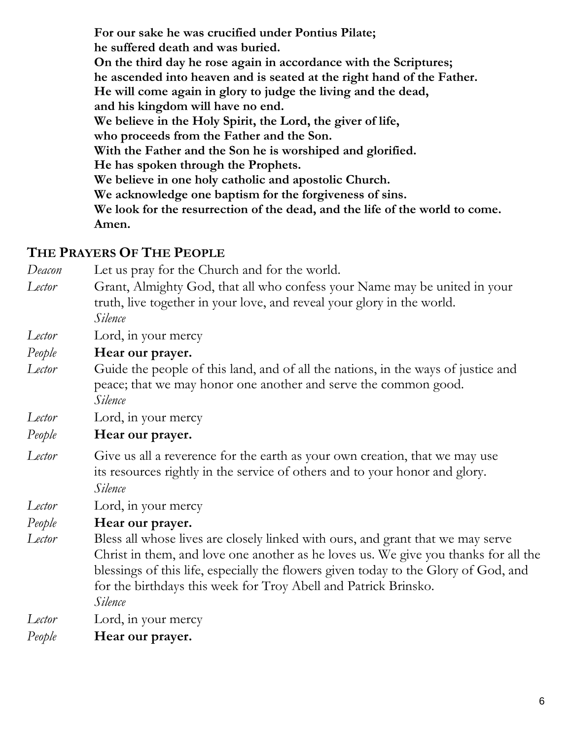**For our sake he was crucified under Pontius Pilate;**
**he suffered death and was buried.**
**On the third day he rose again in accordance with the Scriptures;**
**he ascended into heaven and is seated at the right hand of the Father.**
**He will come again in glory to judge the living and the dead,**
**and his kingdom will have no end.**
**We believe in the Holy Spirit, the Lord, the giver of life,**
**who proceeds from the Father and the Son.**
**With the Father and the Son he is worshiped and glorified.**
**He has spoken through the Prophets.**
**We believe in one holy catholic and apostolic Church.**
**We acknowledge one baptism for the forgiveness of sins.**
**We look for the resurrection of the dead, and the life of the world to come.**
**Amen.**

## THE PRAYERS OF THE PEOPLE

*Deacon* Let us pray for the Church and for the world.

*Lector* Grant, Almighty God, that all who confess your Name may be united in your truth, live together in your love, and reveal your glory in the world.
*Silence*

*Lector* Lord, in your mercy

*People* **Hear our prayer.**

*Lector* Guide the people of this land, and of all the nations, in the ways of justice and peace; that we may honor one another and serve the common good.
*Silence*

*Lector* Lord, in your mercy

*People* **Hear our prayer.**

*Lector* Give us all a reverence for the earth as your own creation, that we may use its resources rightly in the service of others and to your honor and glory.
*Silence*

*Lector* Lord, in your mercy

*People* **Hear our prayer.**

*Lector* Bless all whose lives are closely linked with ours, and grant that we may serve Christ in them, and love one another as he loves us. We give you thanks for all the blessings of this life, especially the flowers given today to the Glory of God, and for the birthdays this week for Troy Abell and Patrick Brinsko.
*Silence*

*Lector* Lord, in your mercy

*People* **Hear our prayer.**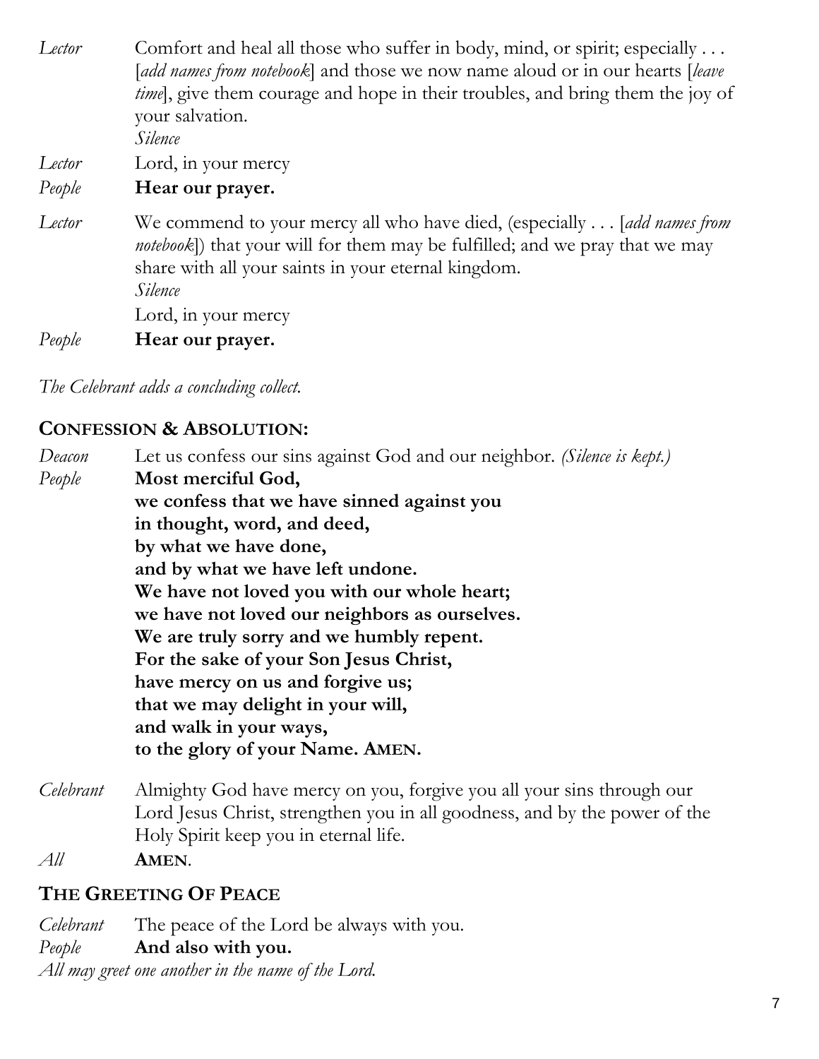*Lector* Comfort and heal all those who suffer in body, mind, or spirit; especially . . . [*add names from notebook*] and those we now name aloud or in our hearts [*leave time*], give them courage and hope in their troubles, and bring them the joy of your salvation.
*Silence*

*Lector* Lord, in your mercy

*People* **Hear our prayer.**

*Lector* We commend to your mercy all who have died, (especially . . . [*add names from notebook*]) that your will for them may be fulfilled; and we pray that we may share with all your saints in your eternal kingdom.
*Silence*
Lord, in your mercy

*People* **Hear our prayer.**

*The Celebrant adds a concluding collect.*

## CONFESSION & ABSOLUTION:

*Deacon* Let us confess our sins against God and our neighbor. *(Silence is kept.)*

*People* **Most merciful God,**
**we confess that we have sinned against you**
**in thought, word, and deed,**
**by what we have done,**
**and by what we have left undone.**
**We have not loved you with our whole heart;**
**we have not loved our neighbors as ourselves.**
**We are truly sorry and we humbly repent.**
**For the sake of your Son Jesus Christ,**
**have mercy on us and forgive us;**
**that we may delight in your will,**
**and walk in your ways,**
**to the glory of your Name. AMEN.**

*Celebrant* Almighty God have mercy on you, forgive you all your sins through our Lord Jesus Christ, strengthen you in all goodness, and by the power of the Holy Spirit keep you in eternal life.

*All* **AMEN**.

## THE GREETING OF PEACE

*Celebrant* The peace of the Lord be always with you.

*People* **And also with you.**

*All may greet one another in the name of the Lord.*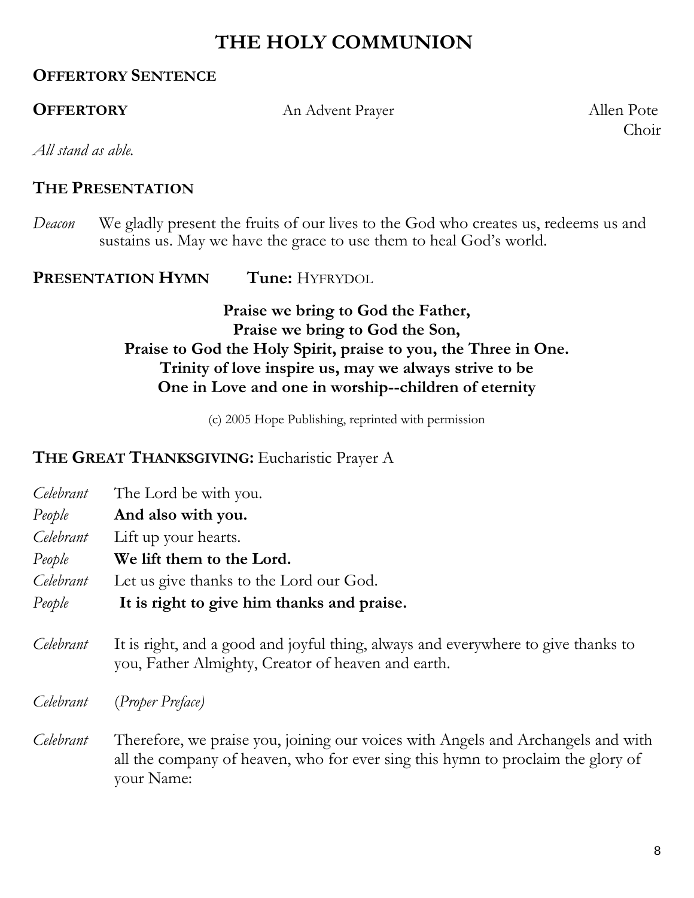# THE HOLY COMMUNION

**OFFERTORY SENTENCE**

**OFFERTORY** An Advent Prayer Allen Pote
Choir

*All stand as able.*

**THE PRESENTATION**

*Deacon* We gladly present the fruits of our lives to the God who creates us, redeems us and sustains us. May we have the grace to use them to heal God's world.

**PRESENTATION HYMN** **Tune:** HYFRYDOL

**Praise we bring to God the Father,**
**Praise we bring to God the Son,**
**Praise to God the Holy Spirit, praise to you, the Three in One.**
**Trinity of love inspire us, may we always strive to be**
**One in Love and one in worship--children of eternity**

(c) 2005 Hope Publishing, reprinted with permission

**THE GREAT THANKSGIVING:** Eucharistic Prayer A

*Celebrant* The Lord be with you.
*People* **And also with you.**
*Celebrant* Lift up your hearts.
*People* **We lift them to the Lord.**
*Celebrant* Let us give thanks to the Lord our God.
*People* **It is right to give him thanks and praise.**

*Celebrant* It is right, and a good and joyful thing, always and everywhere to give thanks to you, Father Almighty, Creator of heaven and earth.

*Celebrant* (*Proper Preface)*

*Celebrant* Therefore, we praise you, joining our voices with Angels and Archangels and with all the company of heaven, who for ever sing this hymn to proclaim the glory of your Name: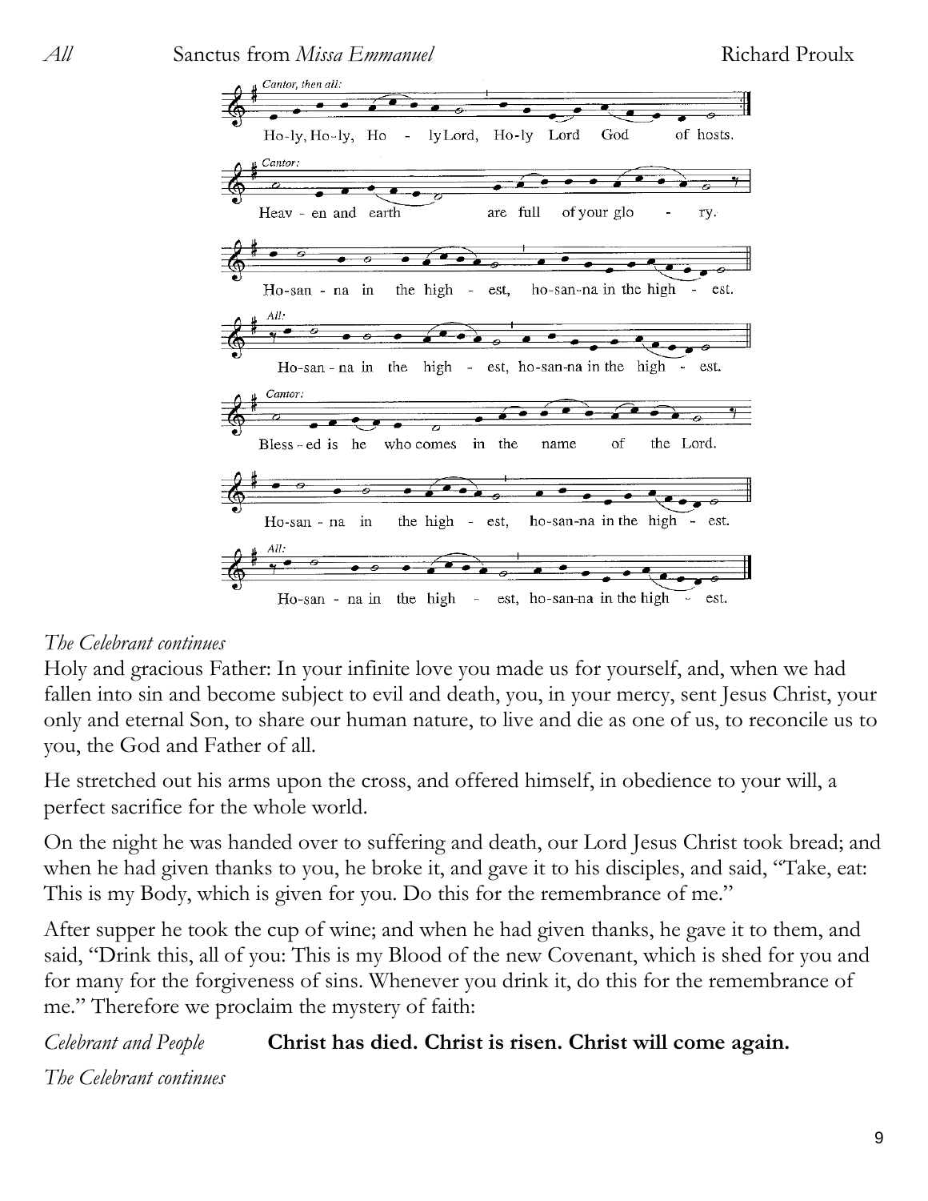*All* Sanctus from *Missa Emmanuel* Richard Proulx

*Cantor, then all:*

Ho-ly, Ho-ly, Ho - ly Lord, Ho-ly Lord God of hosts.

*Cantor:*

Heav - en and earth are full of your glo - ry.

Ho-san - na in the high - est, ho-san-na in the high - est.

*All:*

Ho-san - na in the high - est, ho-san-na in the high - est.

*Cantor:*

Bless - ed is he who comes in the name of the Lord.

Ho-san - na in the high - est, ho-san-na in the high - est.

*All:*

Ho-san - na in the high - est, ho-san-na in the high - est.

*The Celebrant continues*

Holy and gracious Father: In your infinite love you made us for yourself, and, when we had fallen into sin and become subject to evil and death, you, in your mercy, sent Jesus Christ, your only and eternal Son, to share our human nature, to live and die as one of us, to reconcile us to you, the God and Father of all.

He stretched out his arms upon the cross, and offered himself, in obedience to your will, a perfect sacrifice for the whole world.

On the night he was handed over to suffering and death, our Lord Jesus Christ took bread; and when he had given thanks to you, he broke it, and gave it to his disciples, and said, "Take, eat: This is my Body, which is given for you. Do this for the remembrance of me."

After supper he took the cup of wine; and when he had given thanks, he gave it to them, and said, "Drink this, all of you: This is my Blood of the new Covenant, which is shed for you and for many for the forgiveness of sins. Whenever you drink it, do this for the remembrance of me." Therefore we proclaim the mystery of faith:

*Celebrant and People* **Christ has died. Christ is risen. Christ will come again.**

*The Celebrant continues*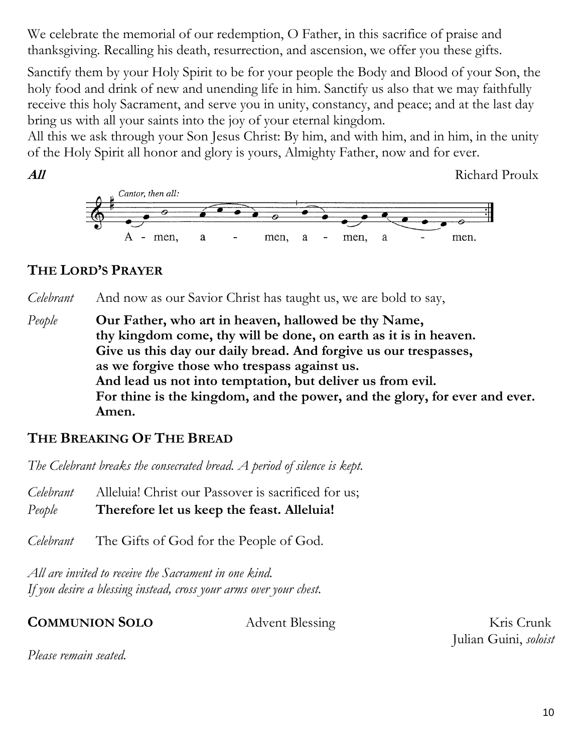We celebrate the memorial of our redemption, O Father, in this sacrifice of praise and thanksgiving. Recalling his death, resurrection, and ascension, we offer you these gifts.

Sanctify them by your Holy Spirit to be for your people the Body and Blood of your Son, the holy food and drink of new and unending life in him. Sanctify us also that we may faithfully receive this holy Sacrament, and serve you in unity, constancy, and peace; and at the last day bring us with all your saints into the joy of your eternal kingdom.
All this we ask through your Son Jesus Christ: By him, and with him, and in him, in the unity of the Holy Spirit all honor and glory is yours, Almighty Father, now and for ever.

***All*** Richard Proulx

*Cantor, then all:*

A - men, a - men, a - men, a - men.

## THE LORD'S PRAYER

*Celebrant* And now as our Savior Christ has taught us, we are bold to say,

*People* **Our Father, who art in heaven, hallowed be thy Name,
thy kingdom come, thy will be done, on earth as it is in heaven.
Give us this day our daily bread. And forgive us our trespasses,
as we forgive those who trespass against us.
And lead us not into temptation, but deliver us from evil.
For thine is the kingdom, and the power, and the glory, for ever and ever.
Amen.**

## THE BREAKING OF THE BREAD

*The Celebrant breaks the consecrated bread. A period of silence is kept.*

*Celebrant* Alleluia! Christ our Passover is sacrificed for us;
*People* **Therefore let us keep the feast. Alleluia!**

*Celebrant* The Gifts of God for the People of God.

*All are invited to receive the Sacrament in one kind.*
*If you desire a blessing instead, cross your arms over your chest.*

**COMMUNION SOLO** Advent Blessing Kris Crunk
Julian Guini, *soloist*

*Please remain seated.*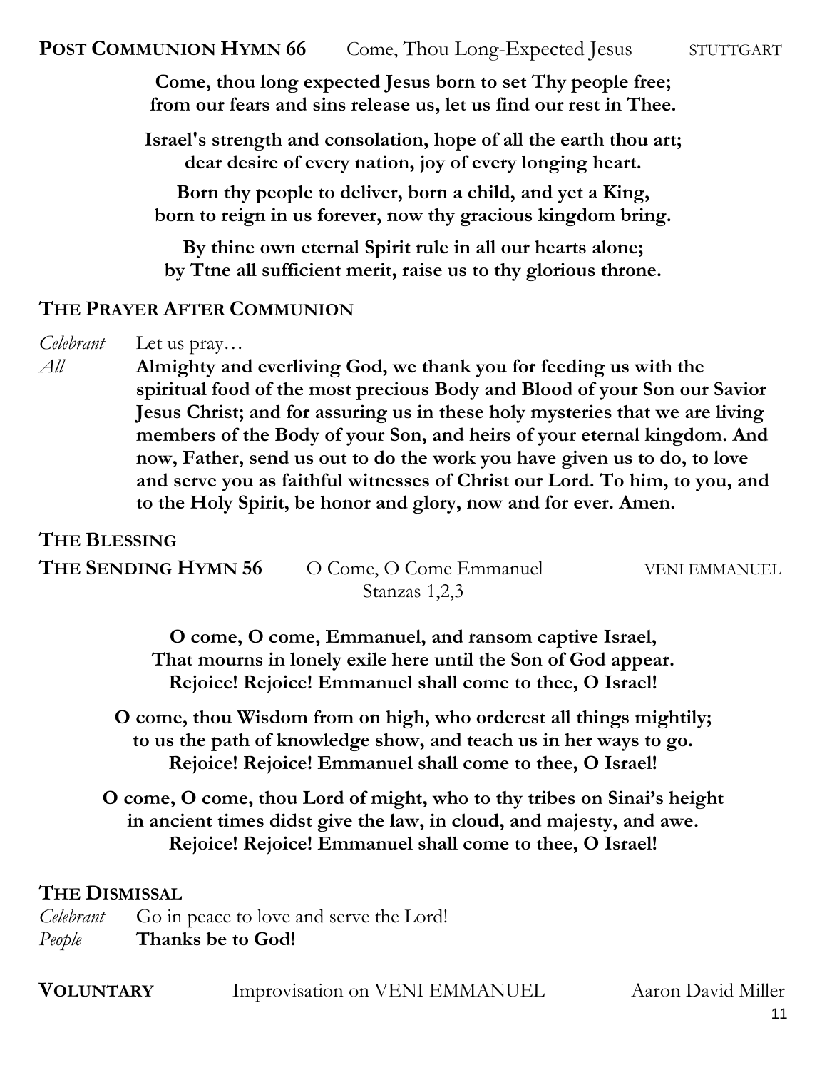**POST COMMUNION HYMN 66** Come, Thou Long-Expected Jesus STUTTGART

**Come, thou long expected Jesus born to set Thy people free;**
**from our fears and sins release us, let us find our rest in Thee.**

**Israel's strength and consolation, hope of all the earth thou art;**
**dear desire of every nation, joy of every longing heart.**

**Born thy people to deliver, born a child, and yet a King,**
**born to reign in us forever, now thy gracious kingdom bring.**

**By thine own eternal Spirit rule in all our hearts alone;**
**by Ttne all sufficient merit, raise us to thy glorious throne.**

## THE PRAYER AFTER COMMUNION

*Celebrant* Let us pray…

*All* **Almighty and everliving God, we thank you for feeding us with the spiritual food of the most precious Body and Blood of your Son our Savior Jesus Christ; and for assuring us in these holy mysteries that we are living members of the Body of your Son, and heirs of your eternal kingdom. And now, Father, send us out to do the work you have given us to do, to love and serve you as faithful witnesses of Christ our Lord. To him, to you, and to the Holy Spirit, be honor and glory, now and for ever. Amen.**

## THE BLESSING

**THE SENDING HYMN 56** O Come, O Come Emmanuel VENI EMMANUEL
Stanzas 1,2,3

**O come, O come, Emmanuel, and ransom captive Israel,**
**That mourns in lonely exile here until the Son of God appear.**
**Rejoice! Rejoice! Emmanuel shall come to thee, O Israel!**

**O come, thou Wisdom from on high, who orderest all things mightily;**
**to us the path of knowledge show, and teach us in her ways to go.**
**Rejoice! Rejoice! Emmanuel shall come to thee, O Israel!**

**O come, O come, thou Lord of might, who to thy tribes on Sinai's height**
**in ancient times didst give the law, in cloud, and majesty, and awe.**
**Rejoice! Rejoice! Emmanuel shall come to thee, O Israel!**

## THE DISMISSAL

*Celebrant* Go in peace to love and serve the Lord!
*People* **Thanks be to God!**

**VOLUNTARY** Improvisation on VENI EMMANUEL Aaron David Miller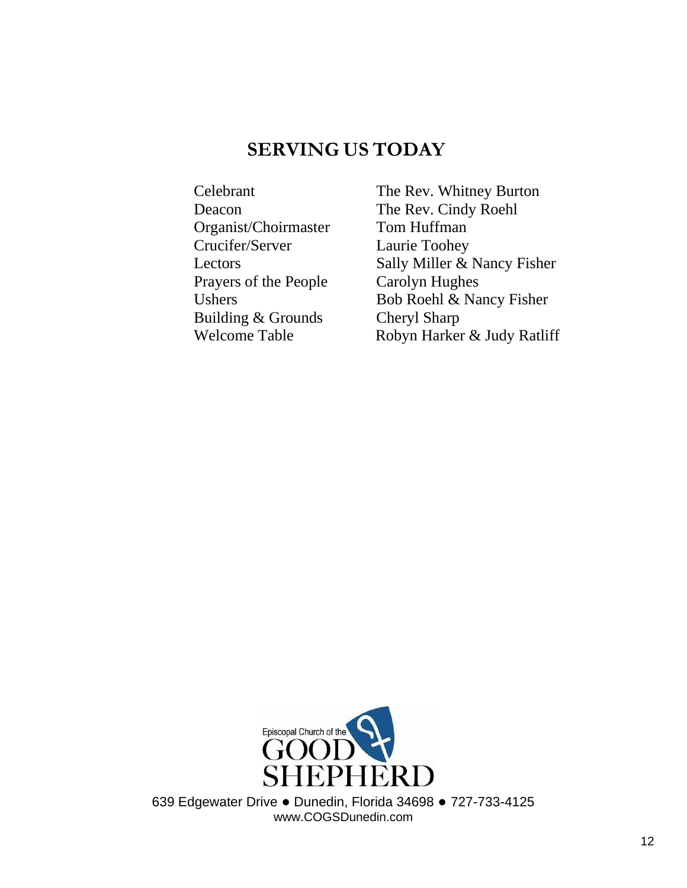## SERVING US TODAY

| | |
|---|---|
| Celebrant | The Rev. Whitney Burton |
| Deacon | The Rev. Cindy Roehl |
| Organist/Choirmaster | Tom Huffman |
| Crucifer/Server | Laurie Toohey |
| Lectors | Sally Miller & Nancy Fisher |
| Prayers of the People | Carolyn Hughes |
| Ushers | Bob Roehl & Nancy Fisher |
| Building & Grounds | Cheryl Sharp |
| Welcome Table | Robyn Harker & Judy Ratliff |

Episcopal Church of the
GOOD
SHEPHERD

639 Edgewater Drive ● Dunedin, Florida 34698 ● 727-733-4125
www.COGSDunedin.com